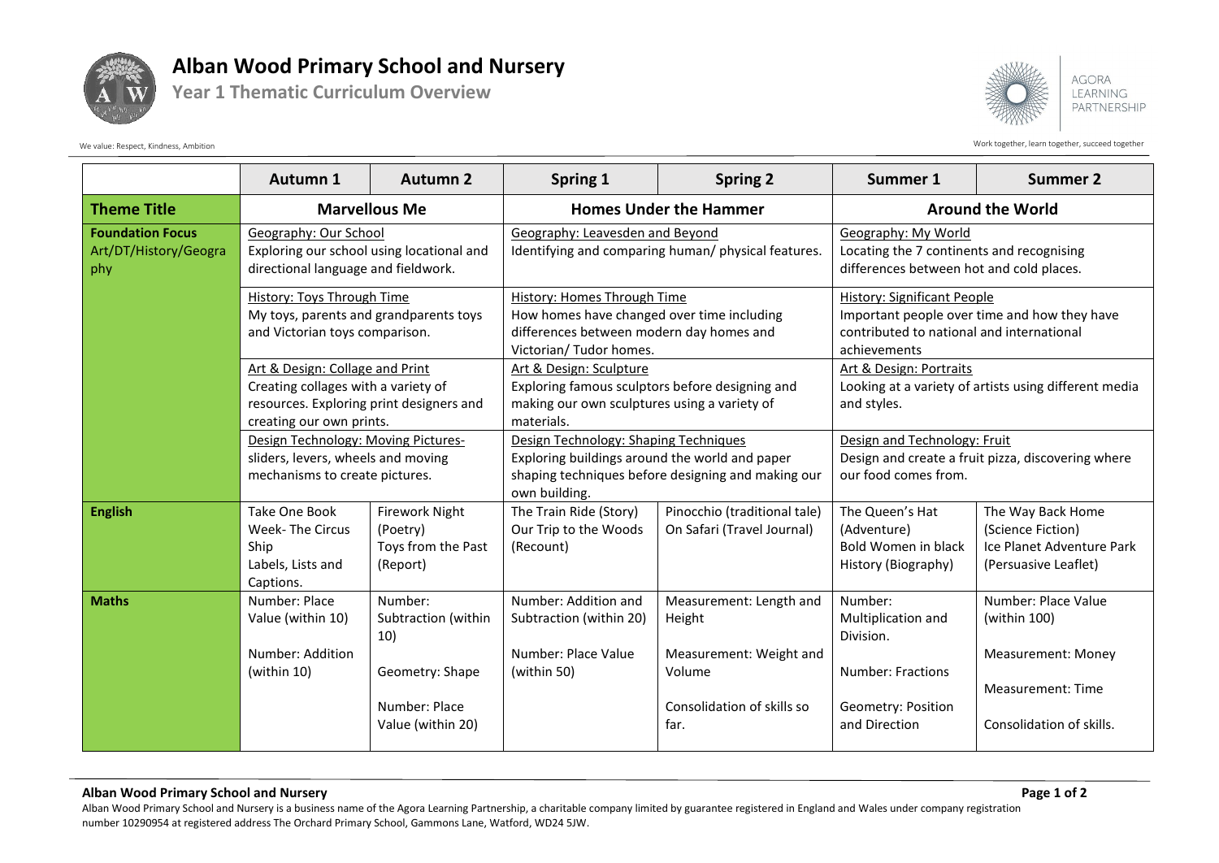# Alban Wood Primary School and Nursery

## Year 1 Thematic Curriculum Overview

We value: Respect, Kindness, Ambition

Work together, learn together, succeed together

| | Autumn 1 | Autumn 2 | Spring 1 | Spring 2 | Summer 1 | Summer 2 |
|---|---|---|---|---|---|---|
| **Theme Title** | **Marvellous Me** | | **Homes Under the Hammer** | | **Around the World** | |
| **Foundation Focus** Art/DT/History/Geography | Geography: Our School<br>Exploring our school using locational and directional language and fieldwork. | | Geography: Leavesden and Beyond<br>Identifying and comparing human/ physical features. | | Geography: My World<br>Locating the 7 continents and recognising differences between hot and cold places. | |
| | History: Toys Through Time<br>My toys, parents and grandparents toys and Victorian toys comparison. | | History: Homes Through Time<br>How homes have changed over time including differences between modern day homes and Victorian/ Tudor homes. | | History: Significant People<br>Important people over time and how they have contributed to national and international achievements | |
| | Art & Design: Collage and Print<br>Creating collages with a variety of resources. Exploring print designers and creating our own prints. | | Art & Design: Sculpture<br>Exploring famous sculptors before designing and making our own sculptures using a variety of materials. | | Art & Design: Portraits<br>Looking at a variety of artists using different media and styles. | |
| | Design Technology: Moving Pictures-<br>sliders, levers, wheels and moving mechanisms to create pictures. | | Design Technology: Shaping Techniques<br>Exploring buildings around the world and paper shaping techniques before designing and making our own building. | | Design and Technology: Fruit<br>Design and create a fruit pizza, discovering where our food comes from. | |
| **English** | Take One Book Week- The Circus Ship<br>Labels, Lists and Captions. | Firework Night (Poetry)<br>Toys from the Past (Report) | The Train Ride (Story)<br>Our Trip to the Woods (Recount) | Pinocchio (traditional tale)<br>On Safari (Travel Journal) | The Queen's Hat (Adventure)<br>Bold Women in black History (Biography) | The Way Back Home (Science Fiction)<br>Ice Planet Adventure Park (Persuasive Leaflet) |
| **Maths** | Number: Place Value (within 10)<br><br>Number: Addition (within 10) | Number: Subtraction (within 10)<br><br>Geometry: Shape<br><br>Number: Place Value (within 20) | Number: Addition and Subtraction (within 20)<br><br>Number: Place Value (within 50) | Measurement: Length and Height<br><br>Measurement: Weight and Volume<br><br>Consolidation of skills so far. | Number: Multiplication and Division.<br><br>Number: Fractions<br><br>Geometry: Position and Direction | Number: Place Value (within 100)<br><br>Measurement: Money<br><br>Measurement: Time<br><br>Consolidation of skills. |

**Alban Wood Primary School and Nursery**

Alban Wood Primary School and Nursery is a business name of the Agora Learning Partnership, a charitable company limited by guarantee registered in England and Wales under company registration number 10290954 at registered address The Orchard Primary School, Gammons Lane, Watford, WD24 5JW.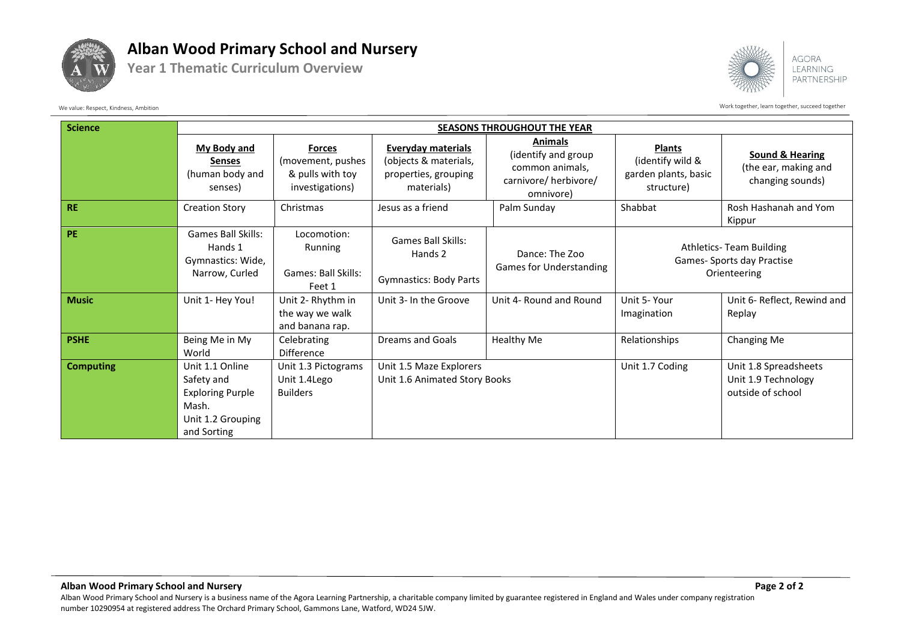# Alban Wood Primary School and Nursery

**Year 1 Thematic Curriculum Overview**

AGORA LEARNING PARTNERSHIP

We value: Respect, Kindness, Ambition

Work together, learn together, succeed together

| **Science** | **SEASONS THROUGHOUT THE YEAR** | | | | | |
|---|---|---|---|---|---|---|
| | **My Body and Senses** (human body and senses) | **Forces** (movement, pushes & pulls with toy investigations) | **Everyday materials** (objects & materials, properties, grouping materials) | **Animals** (identify and group common animals, carnivore/ herbivore/ omnivore) | **Plants** (identify wild & garden plants, basic structure) | **Sound & Hearing** (the ear, making and changing sounds) |
| **RE** | Creation Story | Christmas | Jesus as a friend | Palm Sunday | Shabbat | Rosh Hashanah and Yom Kippur |
| **PE** | Games Ball Skills: Hands 1<br>Gymnastics: Wide, Narrow, Curled | Locomotion: Running<br>Games: Ball Skills: Feet 1 | Games Ball Skills: Hands 2<br>Gymnastics: Body Parts | Dance: The Zoo<br>Games for Understanding | Athletics- Team Building<br>Games- Sports day Practise<br>Orienteering | |
| **Music** | Unit 1- Hey You! | Unit 2- Rhythm in the way we walk and banana rap. | Unit 3- In the Groove | Unit 4- Round and Round | Unit 5- Your Imagination | Unit 6- Reflect, Rewind and Replay |
| **PSHE** | Being Me in My World | Celebrating Difference | Dreams and Goals | Healthy Me | Relationships | Changing Me |
| **Computing** | Unit 1.1 Online Safety and Exploring Purple Mash.<br>Unit 1.2 Grouping and Sorting | Unit 1.3 Pictograms<br>Unit 1.4Lego Builders | Unit 1.5 Maze Explorers<br>Unit 1.6 Animated Story Books | | Unit 1.7 Coding | Unit 1.8 Spreadsheets<br>Unit 1.9 Technology outside of school |

**Alban Wood Primary School and Nursery**

Alban Wood Primary School and Nursery is a business name of the Agora Learning Partnership, a charitable company limited by guarantee registered in England and Wales under company registration number 10290954 at registered address The Orchard Primary School, Gammons Lane, Watford, WD24 5JW.